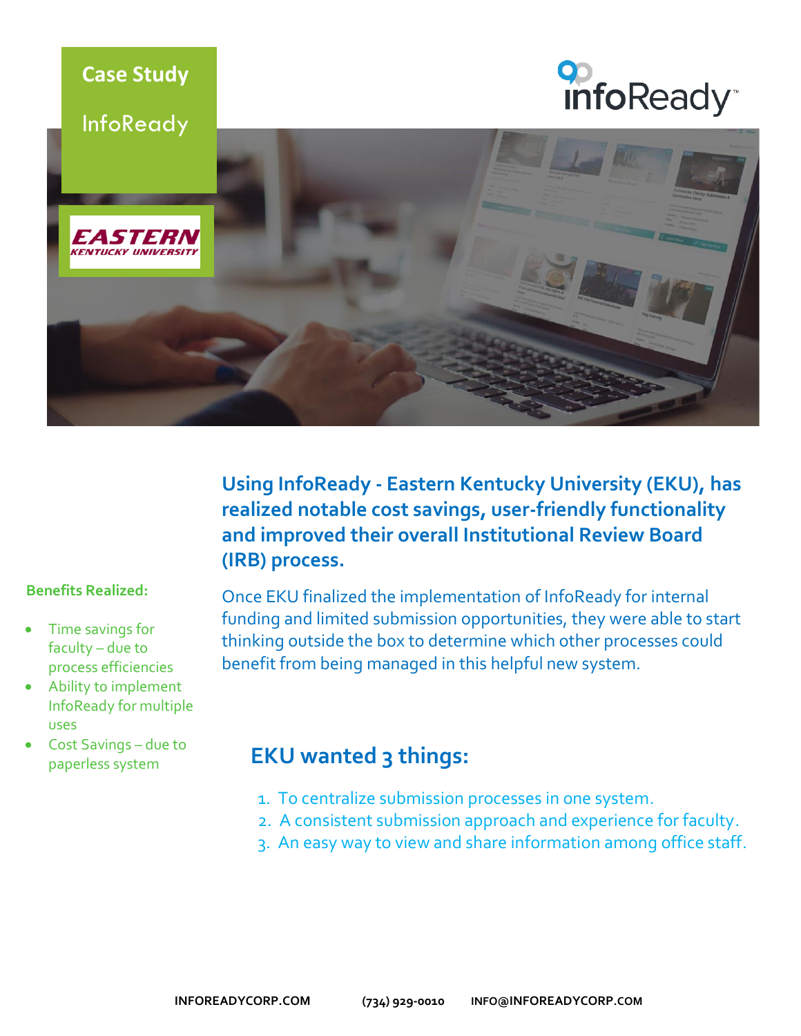# Case Study

InfoReady

**Using InfoReady - Eastern Kentucky University (EKU), has realized notable cost savings, user-friendly functionality and improved their overall Institutional Review Board (IRB) process.**

Once EKU finalized the implementation of InfoReady for internal funding and limited submission opportunities, they were able to start thinking outside the box to determine which other processes could benefit from being managed in this helpful new system.

**Benefits Realized:**

- Time savings for faculty – due to process efficiencies
- Ability to implement InfoReady for multiple uses
- Cost Savings – due to paperless system

## EKU wanted 3 things:

1. To centralize submission processes in one system.
2. A consistent submission approach and experience for faculty.
3. An easy way to view and share information among office staff.

INFOREADYCORP.COM (734) 929-0010 INFO@INFOREADYCORP.COM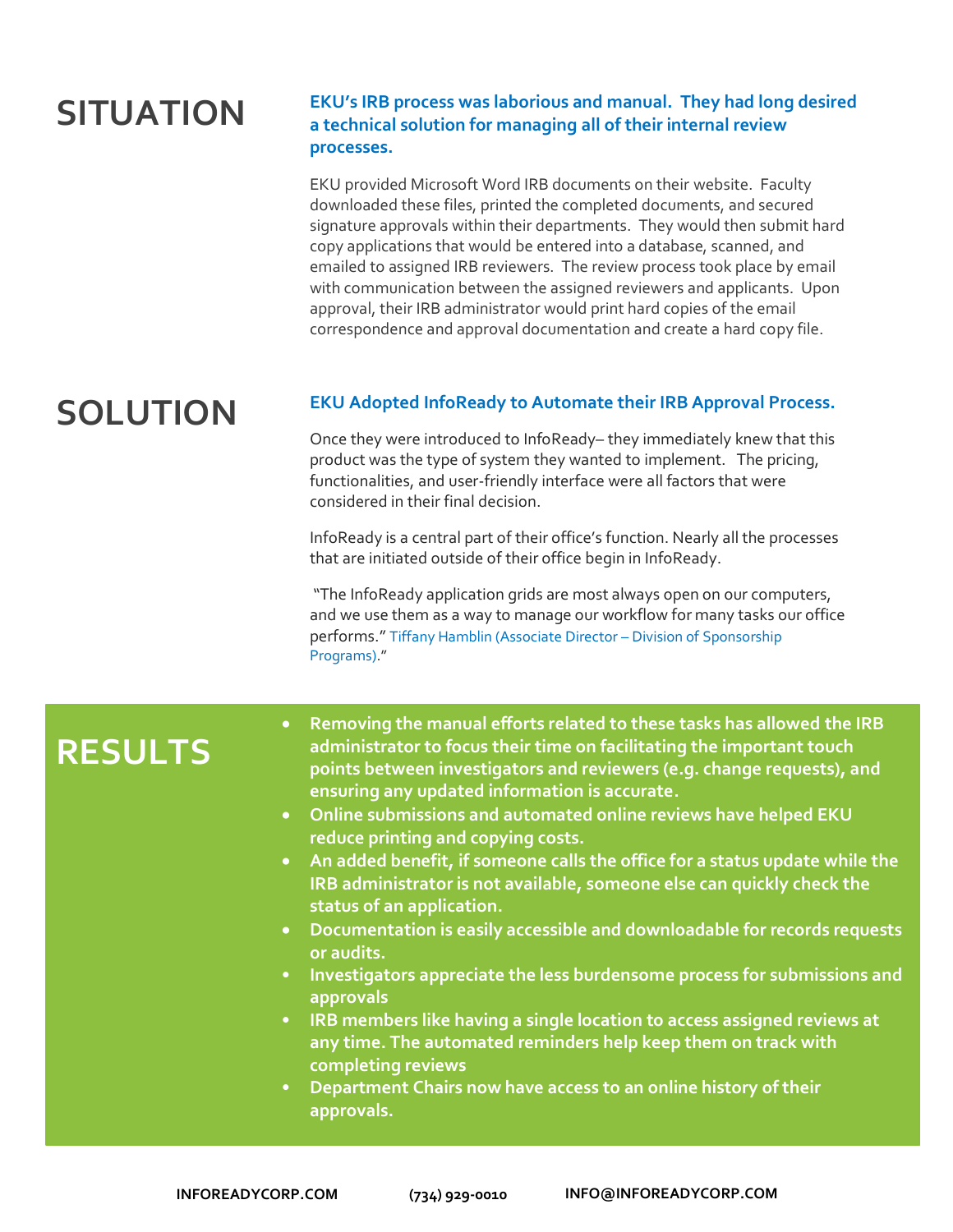## SITUATION

**EKU's IRB process was laborious and manual. They had long desired a technical solution for managing all of their internal review processes.**

EKU provided Microsoft Word IRB documents on their website. Faculty downloaded these files, printed the completed documents, and secured signature approvals within their departments. They would then submit hard copy applications that would be entered into a database, scanned, and emailed to assigned IRB reviewers. The review process took place by email with communication between the assigned reviewers and applicants. Upon approval, their IRB administrator would print hard copies of the email correspondence and approval documentation and create a hard copy file.

## SOLUTION

**EKU Adopted InfoReady to Automate their IRB Approval Process.**

Once they were introduced to InfoReady– they immediately knew that this product was the type of system they wanted to implement. The pricing, functionalities, and user-friendly interface were all factors that were considered in their final decision.

InfoReady is a central part of their office's function. Nearly all the processes that are initiated outside of their office begin in InfoReady.

"The InfoReady application grids are most always open on our computers, and we use them as a way to manage our workflow for many tasks our office performs." Tiffany Hamblin (Associate Director – Division of Sponsorship Programs)."

## RESULTS

- **Removing the manual efforts related to these tasks has allowed the IRB administrator to focus their time on facilitating the important touch points between investigators and reviewers (e.g. change requests), and ensuring any updated information is accurate.**
- **Online submissions and automated online reviews have helped EKU reduce printing and copying costs.**
- **An added benefit, if someone calls the office for a status update while the IRB administrator is not available, someone else can quickly check the status of an application.**
- **Documentation is easily accessible and downloadable for records requests or audits.**
- **Investigators appreciate the less burdensome process for submissions and approvals**
- **IRB members like having a single location to access assigned reviews at any time. The automated reminders help keep them on track with completing reviews**
- **Department Chairs now have access to an online history of their approvals.**

**INFOREADYCORP.COM** **(734) 929-0010** **INFO@INFOREADYCORP.COM**